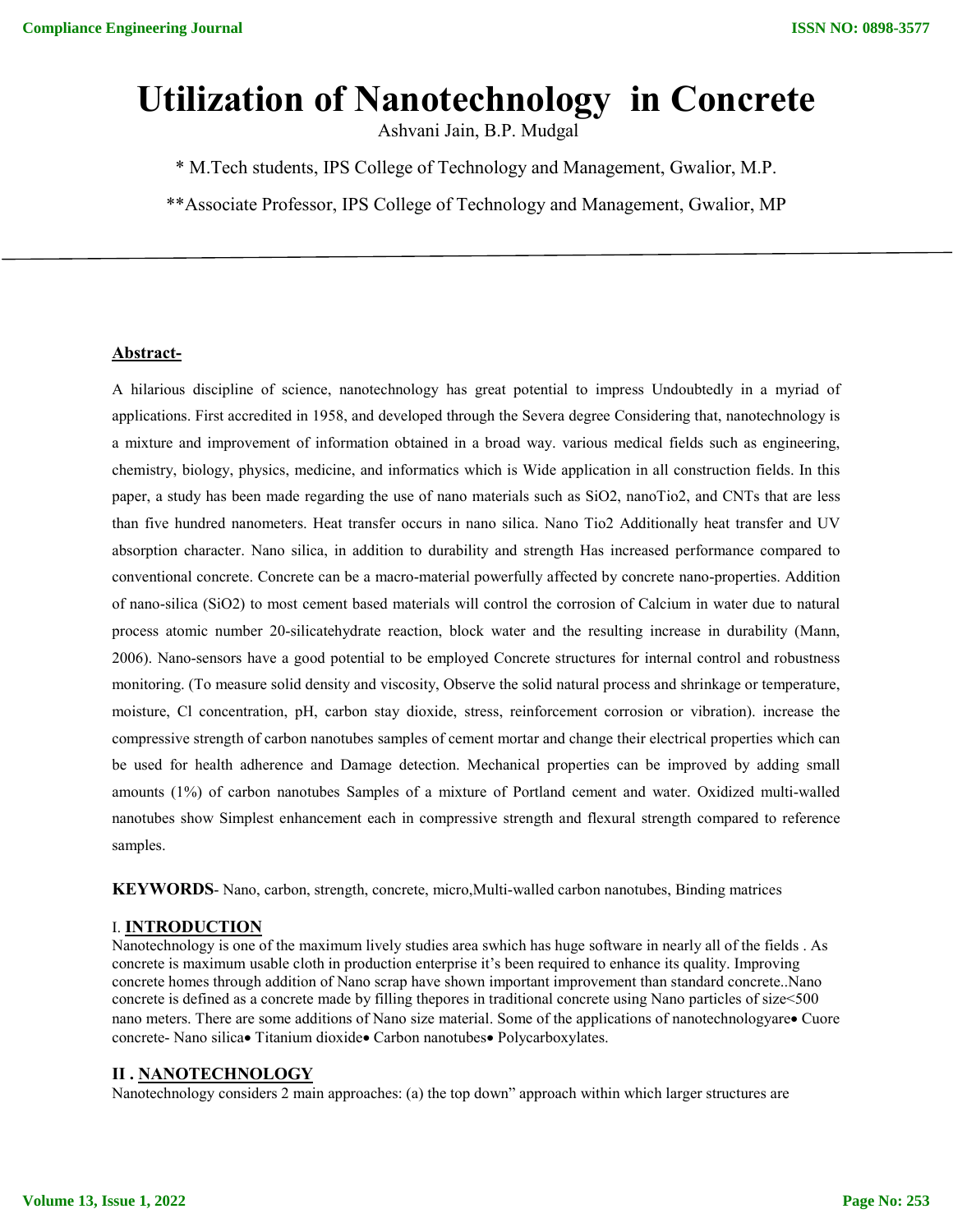# Utilization of Nanotechnology in Concrete

Ashvani Jain, B.P. Mudgal

* M.Tech students, IPS College of Technology and Management, Gwalior, M.P.

**Associate Professor, IPS College of Technology and Management, Gwalior, MP

## Abstract-

A hilarious discipline of science, nanotechnology has great potential to impress Undoubtedly in a myriad of applications. First accredited in 1958, and developed through the Severa degree Considering that, nanotechnology is a mixture and improvement of information obtained in a broad way. various medical fields such as engineering, chemistry, biology, physics, medicine, and informatics which is Wide application in all construction fields. In this paper, a study has been made regarding the use of nano materials such as $SiO_2$, nano$TiO_2$, and CNTs that are less than five hundred nanometers. Heat transfer occurs in nano silica. Nano $TiO_2$ Additionally heat transfer and UV absorption character. Nano silica, in addition to durability and strength Has increased performance compared to conventional concrete. Concrete can be a macro-material powerfully affected by concrete nano-properties. Addition of nano-silica ($SiO_2$) to most cement based materials will control the corrosion of Calcium in water due to natural process atomic number 20-silicatehydrate reaction, block water and the resulting increase in durability (Mann, 2006). Nano-sensors have a good potential to be employed Concrete structures for internal control and robustness monitoring. (To measure solid density and viscosity, Observe the solid natural process and shrinkage or temperature, moisture, Cl concentration, pH, carbon stay dioxide, stress, reinforcement corrosion or vibration). increase the compressive strength of carbon nanotubes samples of cement mortar and change their electrical properties which can be used for health adherence and Damage detection. Mechanical properties can be improved by adding small amounts (1%) of carbon nanotubes Samples of a mixture of Portland cement and water. Oxidized multi-walled nanotubes show Simplest enhancement each in compressive strength and flexural strength compared to reference samples.

**KEYWORDS**- Nano, carbon, strength, concrete, micro,Multi-walled carbon nanotubes, Binding matrices

## I. INTRODUCTION

Nanotechnology is one of the maximum lively studies areas which has huge software in nearly all of the fields . As concrete is maximum usable cloth in production enterprise it's been required to enhance its quality. Improving concrete homes through addition of Nano scrap have shown important improvement than standard concrete..Nano concrete is defined as a concrete made by filling thepores in traditional concrete using Nano particles of size<500 nano meters. There are some additions of Nano size material. Some of the applications of nanotechnologyare
- Cuore concrete- Nano silica
- Titanium dioxide
- Carbon nanotubes
- Polycarboxylates.

## II . NANOTECHNOLOGY

Nanotechnology considers 2 main approaches: (a) the top down" approach within which larger structures are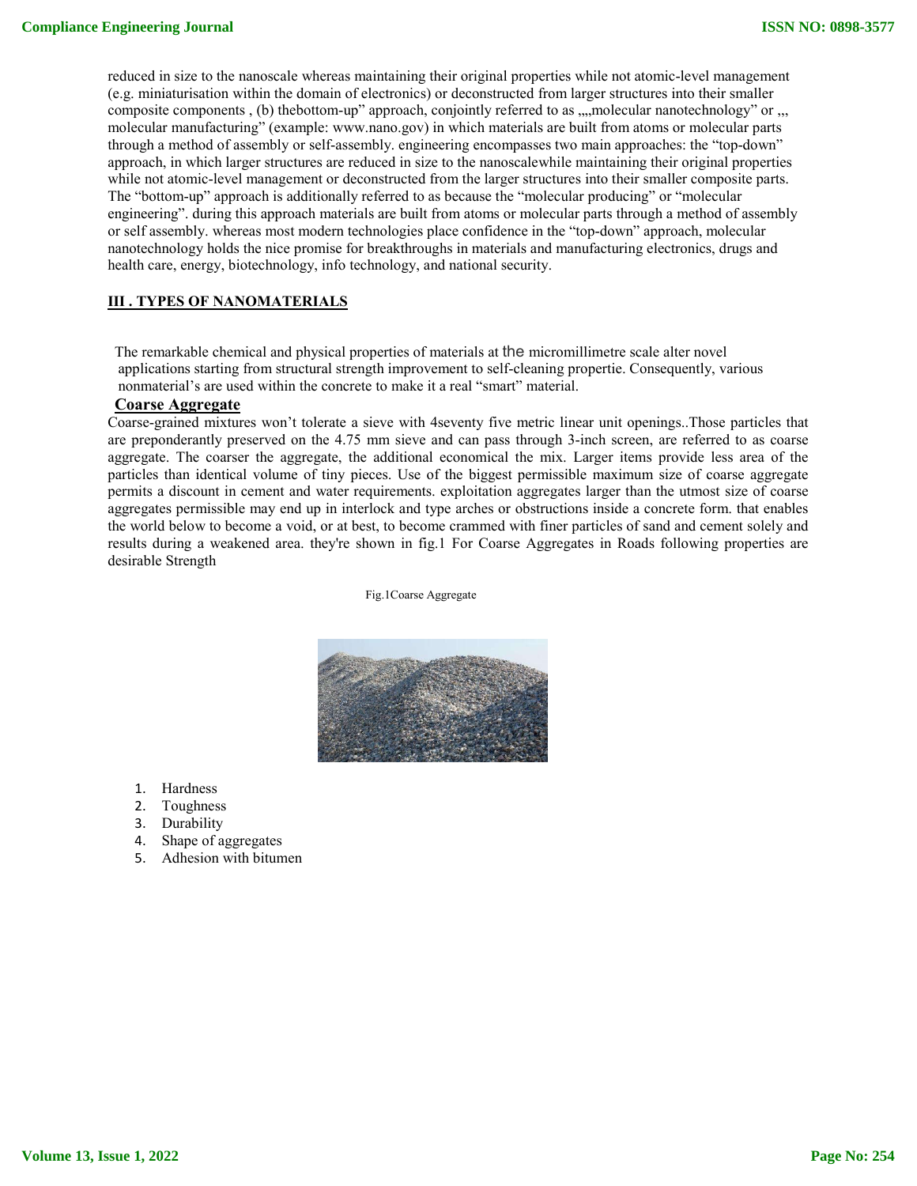reduced in size to the nanoscale whereas maintaining their original properties while not atomic-level management (e.g. miniaturisation within the domain of electronics) or deconstructed from larger structures into their smaller composite components , (b) thebottom-up" approach, conjointly referred to as „„molecular nanotechnology" or „, molecular manufacturing" (example: www.nano.gov) in which materials are built from atoms or molecular parts through a method of assembly or self-assembly. engineering encompasses two main approaches: the "top-down" approach, in which larger structures are reduced in size to the nanoscalewhile maintaining their original properties while not atomic-level management or deconstructed from the larger structures into their smaller composite parts. The "bottom-up" approach is additionally referred to as because the "molecular producing" or "molecular engineering". during this approach materials are built from atoms or molecular parts through a method of assembly or self assembly. whereas most modern technologies place confidence in the "top-down" approach, molecular nanotechnology holds the nice promise for breakthroughs in materials and manufacturing electronics, drugs and health care, energy, biotechnology, info technology, and national security.

## III . TYPES OF NANOMATERIALS

The remarkable chemical and physical properties of materials at the micromillimetre scale alter novel applications starting from structural strength improvement to self-cleaning propertie. Consequently, various nonmaterial's are used within the concrete to make it a real "smart" material.

### Coarse Aggregate

Coarse-grained mixtures won't tolerate a sieve with 4seventy five metric linear unit openings..Those particles that are preponderantly preserved on the 4.75 mm sieve and can pass through 3-inch screen, are referred to as coarse aggregate. The coarser the aggregate, the additional economical the mix. Larger items provide less area of the particles than identical volume of tiny pieces. Use of the biggest permissible maximum size of coarse aggregate permits a discount in cement and water requirements. exploitation aggregates larger than the utmost size of coarse aggregates permissible may end up in interlock and type arches or obstructions inside a concrete form. that enables the world below to become a void, or at best, to become crammed with finer particles of sand and cement solely and results during a weakened area. they're shown in fig.1 For Coarse Aggregates in Roads following properties are desirable Strength

Fig.1Coarse Aggregate

1. Hardness
2. Toughness
3. Durability
4. Shape of aggregates
5. Adhesion with bitumen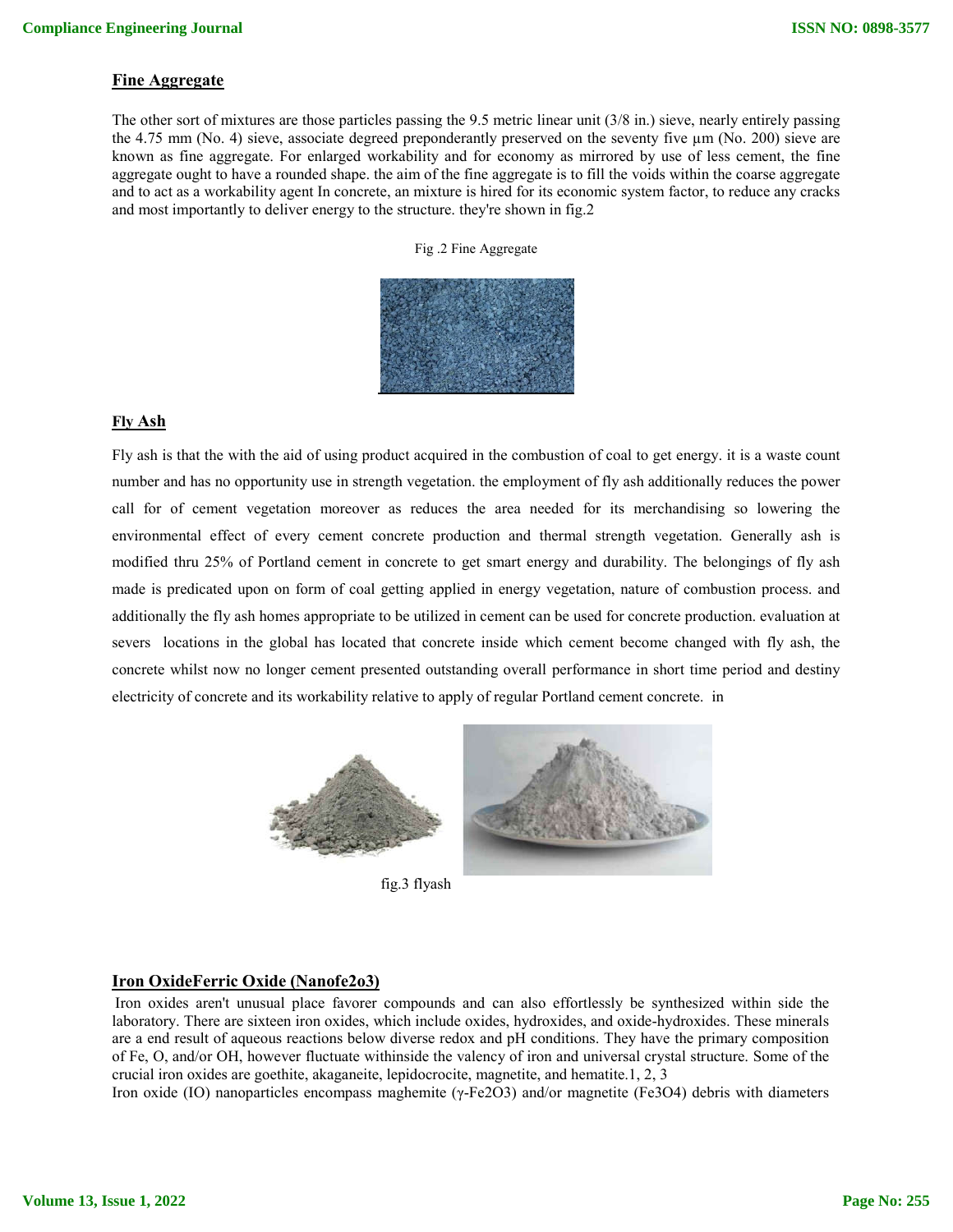## Fine Aggregate

The other sort of mixtures are those particles passing the 9.5 metric linear unit (3/8 in.) sieve, nearly entirely passing the 4.75 mm (No. 4) sieve, associate degreed preponderantly preserved on the seventy five µm (No. 200) sieve are known as fine aggregate. For enlarged workability and for economy as mirrored by use of less cement, the fine aggregate ought to have a rounded shape. the aim of the fine aggregate is to fill the voids within the coarse aggregate and to act as a workability agent In concrete, an mixture is hired for its economic system factor, to reduce any cracks and most importantly to deliver energy to the structure. they're shown in fig.2

Fig .2 Fine Aggregate

## Fly Ash

Fly ash is that the with the aid of using product acquired in the combustion of coal to get energy. it is a waste count number and has no opportunity use in strength vegetation. the employment of fly ash additionally reduces the power call for of cement vegetation moreover as reduces the area needed for its merchandising so lowering the environmental effect of every cement concrete production and thermal strength vegetation. Generally ash is modified thru 25% of Portland cement in concrete to get smart energy and durability. The belongings of fly ash made is predicated upon on form of coal getting applied in energy vegetation, nature of combustion process. and additionally the fly ash homes appropriate to be utilized in cement can be used for concrete production. evaluation at severs locations in the global has located that concrete inside which cement become changed with fly ash, the concrete whilst now no longer cement presented outstanding overall performance in short time period and destiny electricity of concrete and its workability relative to apply of regular Portland cement concrete. in

fig.3 flyash

## Iron OxideFerric Oxide (Nanofe2o3)

Iron oxides aren't unusual place favorer compounds and can also effortlessly be synthesized within side the laboratory. There are sixteen iron oxides, which include oxides, hydroxides, and oxide-hydroxides. These minerals are a end result of aqueous reactions below diverse redox and pH conditions. They have the primary composition of Fe, O, and/or OH, however fluctuate withinside the valency of iron and universal crystal structure. Some of the crucial iron oxides are goethite, akaganeite, lepidocrocite, magnetite, and hematite.1, 2, 3

Iron oxide (IO) nanoparticles encompass maghemite (γ-$Fe_2O_3$) and/or magnetite ($Fe_3O_4$) debris with diameters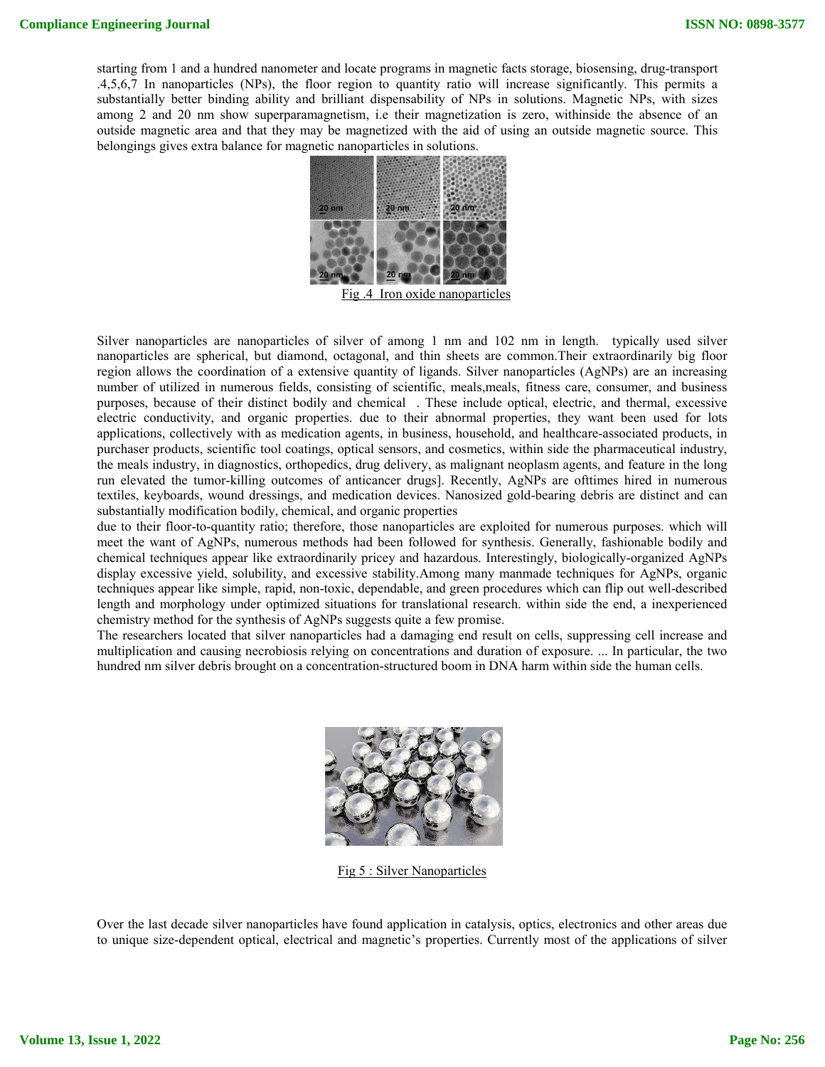starting from 1 and a hundred nanometer and locate programs in magnetic facts storage, biosensing, drug-transport .4,5,6,7 In nanoparticles (NPs), the floor region to quantity ratio will increase significantly. This permits a substantially better binding ability and brilliant dispensability of NPs in solutions. Magnetic NPs, with sizes among 2 and 20 nm show superparamagnetism, i.e their magnetization is zero, withinside the absence of an outside magnetic area and that they may be magnetized with the aid of using an outside magnetic source. This belongings gives extra balance for magnetic nanoparticles in solutions.

Fig .4 Iron oxide nanoparticles

Silver nanoparticles are nanoparticles of silver of among 1 nm and 102 nm in length. typically used silver nanoparticles are spherical, but diamond, octagonal, and thin sheets are common.Their extraordinarily big floor region allows the coordination of a extensive quantity of ligands. Silver nanoparticles (AgNPs) are an increasing number of utilized in numerous fields, consisting of scientific, meals,meals, fitness care, consumer, and business purposes, because of their distinct bodily and chemical . These include optical, electric, and thermal, excessive electric conductivity, and organic properties. due to their abnormal properties, they want been used for lots applications, collectively with as medication agents, in business, household, and healthcare-associated products, in purchaser products, scientific tool coatings, optical sensors, and cosmetics, within side the pharmaceutical industry, the meals industry, in diagnostics, orthopedics, drug delivery, as malignant neoplasm agents, and feature in the long run elevated the tumor-killing outcomes of anticancer drugs]. Recently, AgNPs are ofttimes hired in numerous textiles, keyboards, wound dressings, and medication devices. Nanosized gold-bearing debris are distinct and can substantially modification bodily, chemical, and organic properties due to their floor-to-quantity ratio; therefore, those nanoparticles are exploited for numerous purposes. which will meet the want of AgNPs, numerous methods had been followed for synthesis. Generally, fashionable bodily and chemical techniques appear like extraordinarily pricey and hazardous. Interestingly, biologically-organized AgNPs display excessive yield, solubility, and excessive stability.Among many manmade techniques for AgNPs, organic techniques appear like simple, rapid, non-toxic, dependable, and green procedures which can flip out well-described length and morphology under optimized situations for translational research. within side the end, a inexperienced chemistry method for the synthesis of AgNPs suggests quite a few promise.

The researchers located that silver nanoparticles had a damaging end result on cells, suppressing cell increase and multiplication and causing necrobiosis relying on concentrations and duration of exposure. ... In particular, the two hundred nm silver debris brought on a concentration-structured boom in DNA harm within side the human cells.

Fig 5 : Silver Nanoparticles

Over the last decade silver nanoparticles have found application in catalysis, optics, electronics and other areas due to unique size-dependent optical, electrical and magnetic's properties. Currently most of the applications of silver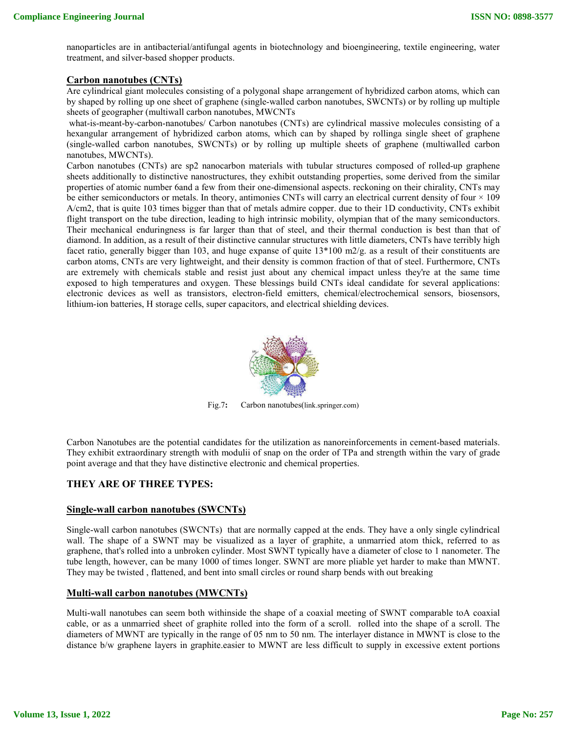nanoparticles are in antibacterial/antifungal agents in biotechnology and bioengineering, textile engineering, water treatment, and silver-based shopper products.

## Carbon nanotubes (CNTs)

Are cylindrical giant molecules consisting of a polygonal shape arrangement of hybridized carbon atoms, which can by shaped by rolling up one sheet of graphene (single-walled carbon nanotubes, SWCNTs) or by rolling up multiple sheets of geographer (multiwall carbon nanotubes, MWCNTs

what-is-meant-by-carbon-nanotubes/ Carbon nanotubes (CNTs) are cylindrical massive molecules consisting of a hexangular arrangement of hybridized carbon atoms, which can by shaped by rollinga single sheet of graphene (single-walled carbon nanotubes, SWCNTs) or by rolling up multiple sheets of graphene (multiwalled carbon nanotubes, MWCNTs).

Carbon nanotubes (CNTs) are sp2 nanocarbon materials with tubular structures composed of rolled-up graphene sheets additionally to distinctive nanostructures, they exhibit outstanding properties, some derived from the similar properties of atomic number 6and a few from their one-dimensional aspects. reckoning on their chirality, CNTs may be either semiconductors or metals. In theory, antimonies CNTs will carry an electrical current density of four × 109 A/cm2, that is quite 103 times bigger than that of metals admire copper. due to their 1D conductivity, CNTs exhibit flight transport on the tube direction, leading to high intrinsic mobility, olympian that of the many semiconductors. Their mechanical enduringness is far larger than that of steel, and their thermal conduction is best than that of diamond. In addition, as a result of their distinctive cannular structures with little diameters, CNTs have terribly high facet ratio, generally bigger than 103, and huge expanse of quite 13*100 m2/g. as a result of their constituents are carbon atoms, CNTs are very lightweight, and their density is common fraction of that of steel. Furthermore, CNTs are extremely with chemicals stable and resist just about any chemical impact unless they're at the same time exposed to high temperatures and oxygen. These blessings build CNTs ideal candidate for several applications: electronic devices as well as transistors, electron-field emitters, chemical/electrochemical sensors, biosensors, lithium-ion batteries, H storage cells, super capacitors, and electrical shielding devices.

Fig.7**:** Carbon nanotubes(link.springer.com)

Carbon Nanotubes are the potential candidates for the utilization as nanoreinforcements in cement-based materials. They exhibit extraordinary strength with modulii of snap on the order of TPa and strength within the vary of grade point average and that they have distinctive electronic and chemical properties.

### THEY ARE OF THREE TYPES:

#### Single-wall carbon nanotubes (SWCNTs)

Single-wall carbon nanotubes (SWCNTs) that are normally capped at the ends. They have a only single cylindrical wall. The shape of a SWNT may be visualized as a layer of graphite, a unmarried atom thick, referred to as graphene, that's rolled into a unbroken cylinder. Most SWNT typically have a diameter of close to 1 nanometer. The tube length, however, can be many 1000 of times longer. SWNT are more pliable yet harder to make than MWNT. They may be twisted , flattened, and bent into small circles or round sharp bends with out breaking

#### Multi-wall carbon nanotubes (MWCNTs)

Multi-wall nanotubes can seem both withinside the shape of a coaxial meeting of SWNT comparable toA coaxial cable, or as a unmarried sheet of graphite rolled into the form of a scroll. rolled into the shape of a scroll. The diameters of MWNT are typically in the range of 05 nm to 50 nm. The interlayer distance in MWNT is close to the distance b/w graphene layers in graphite.easier to MWNT are less difficult to supply in excessive extent portions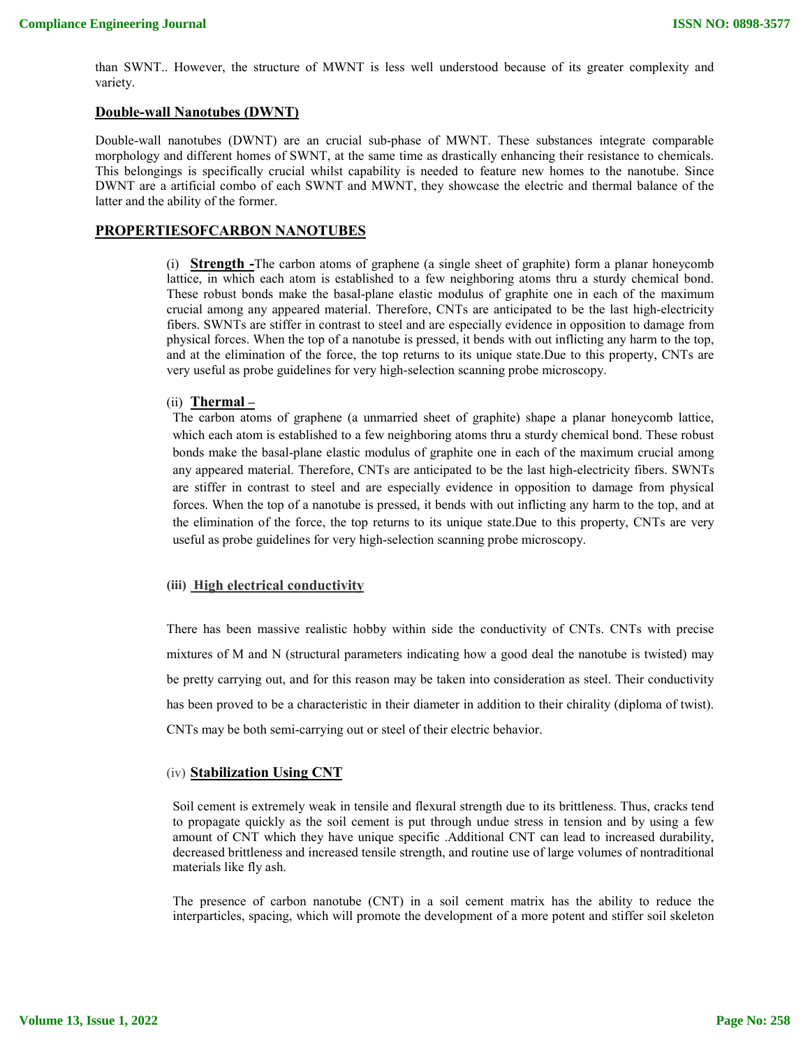than SWNT.. However, the structure of MWNT is less well understood because of its greater complexity and variety.

## Double-wall Nanotubes (DWNT)

Double-wall nanotubes (DWNT) are an crucial sub-phase of MWNT. These substances integrate comparable morphology and different homes of SWNT, at the same time as drastically enhancing their resistance to chemicals. This belongings is specifically crucial whilst capability is needed to feature new homes to the nanotube. Since DWNT are a artificial combo of each SWNT and MWNT, they showcase the electric and thermal balance of the latter and the ability of the former.

## PROPERTIESOFCARBON NANOTUBES

(i) **Strength -**The carbon atoms of graphene (a single sheet of graphite) form a planar honeycomb lattice, in which each atom is established to a few neighboring atoms thru a sturdy chemical bond. These robust bonds make the basal-plane elastic modulus of graphite one in each of the maximum crucial among any appeared material. Therefore, CNTs are anticipated to be the last high-electricity fibers. SWNTs are stiffer in contrast to steel and are especially evidence in opposition to damage from physical forces. When the top of a nanotube is pressed, it bends with out inflicting any harm to the top, and at the elimination of the force, the top returns to its unique state.Due to this property, CNTs are very useful as probe guidelines for very high-selection scanning probe microscopy.

(ii) **Thermal –**

The carbon atoms of graphene (a unmarried sheet of graphite) shape a planar honeycomb lattice, which each atom is established to a few neighboring atoms thru a sturdy chemical bond. These robust bonds make the basal-plane elastic modulus of graphite one in each of the maximum crucial among any appeared material. Therefore, CNTs are anticipated to be the last high-electricity fibers. SWNTs are stiffer in contrast to steel and are especially evidence in opposition to damage from physical forces. When the top of a nanotube is pressed, it bends with out inflicting any harm to the top, and at the elimination of the force, the top returns to its unique state.Due to this property, CNTs are very useful as probe guidelines for very high-selection scanning probe microscopy.

**(iii) High electrical conductivity**

There has been massive realistic hobby within side the conductivity of CNTs. CNTs with precise mixtures of M and N (structural parameters indicating how a good deal the nanotube is twisted) may be pretty carrying out, and for this reason may be taken into consideration as steel. Their conductivity has been proved to be a characteristic in their diameter in addition to their chirality (diploma of twist). CNTs may be both semi-carrying out or steel of their electric behavior.

(iv) **Stabilization Using CNT**

Soil cement is extremely weak in tensile and flexural strength due to its brittleness. Thus, cracks tend to propagate quickly as the soil cement is put through undue stress in tension and by using a few amount of CNT which they have unique specific .Additional CNT can lead to increased durability, decreased brittleness and increased tensile strength, and routine use of large volumes of nontraditional materials like fly ash.

The presence of carbon nanotube (CNT) in a soil cement matrix has the ability to reduce the interparticles, spacing, which will promote the development of a more potent and stiffer soil skeleton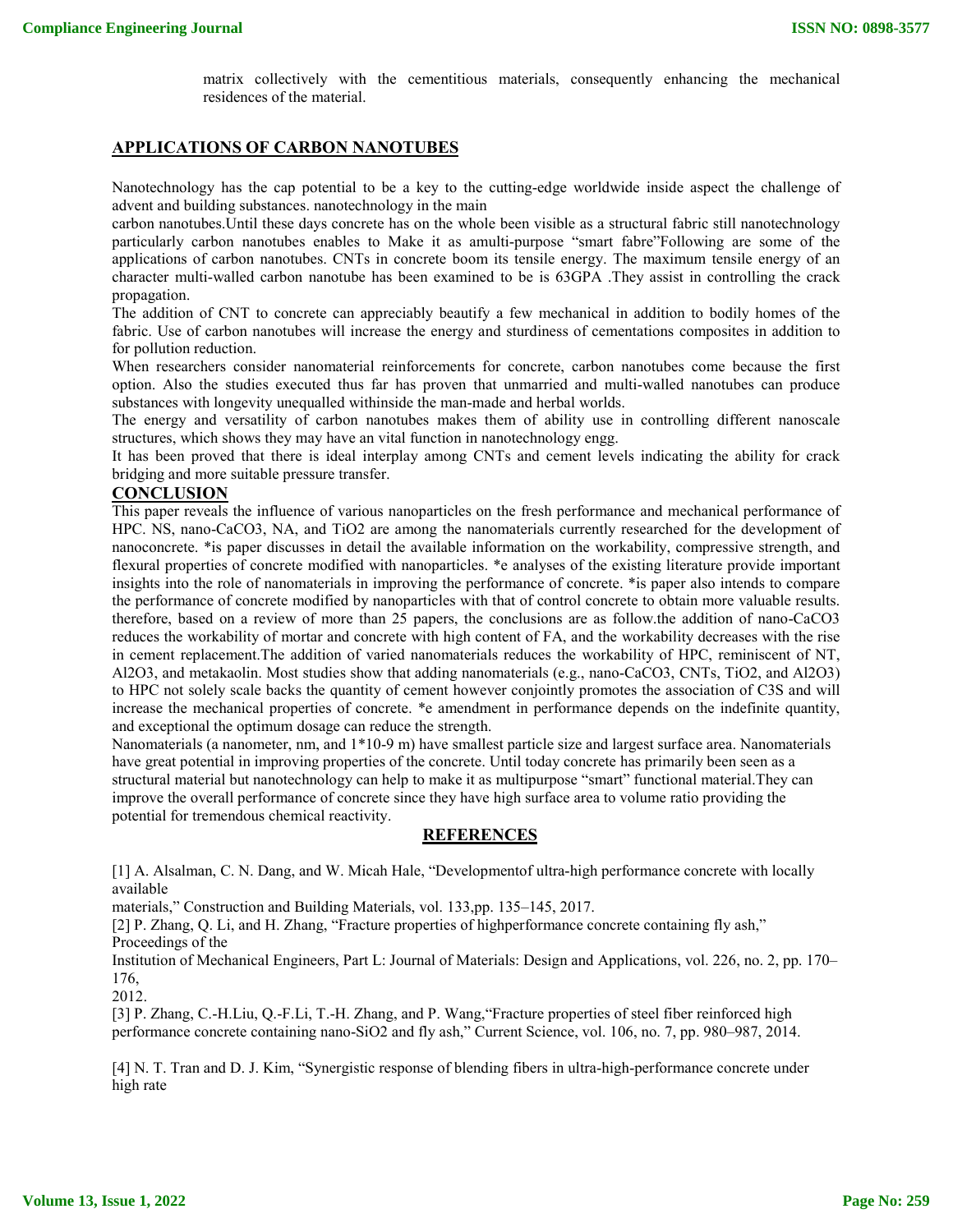matrix collectively with the cementitious materials, consequently enhancing the mechanical residences of the material.

## APPLICATIONS OF CARBON NANOTUBES

Nanotechnology has the cap potential to be a key to the cutting-edge worldwide inside aspect the challenge of advent and building substances. nanotechnology in the main carbon nanotubes.Until these days concrete has on the whole been visible as a structural fabric still nanotechnology particularly carbon nanotubes enables to Make it as amulti-purpose “smart fabre”Following are some of the applications of carbon nanotubes. CNTs in concrete boom its tensile energy. The maximum tensile energy of an character multi-walled carbon nanotube has been examined to be is 63GPA .They assist in controlling the crack propagation.

The addition of CNT to concrete can appreciably beautify a few mechanical in addition to bodily homes of the fabric. Use of carbon nanotubes will increase the energy and sturdiness of cementations composites in addition to for pollution reduction.

When researchers consider nanomaterial reinforcements for concrete, carbon nanotubes come because the first option. Also the studies executed thus far has proven that unmarried and multi-walled nanotubes can produce substances with longevity unequalled withinside the man-made and herbal worlds.

The energy and versatility of carbon nanotubes makes them of ability use in controlling different nanoscale structures, which shows they may have an vital function in nanotechnology engg.

It has been proved that there is ideal interplay among CNTs and cement levels indicating the ability for crack bridging and more suitable pressure transfer.

## CONCLUSION

This paper reveals the influence of various nanoparticles on the fresh performance and mechanical performance of HPC. NS, nano-$CaCO_3$, NA, and $TiO_2$ are among the nanomaterials currently researched for the development of nanoconcrete. *is paper discusses in detail the available information on the workability, compressive strength, and flexural properties of concrete modified with nanoparticles. *e analyses of the existing literature provide important insights into the role of nanomaterials in improving the performance of concrete. *is paper also intends to compare the performance of concrete modified by nanoparticles with that of control concrete to obtain more valuable results. therefore, based on a review of more than 25 papers, the conclusions are as follow.the addition of nano-$CaCO_3$ reduces the workability of mortar and concrete with high content of FA, and the workability decreases with the rise in cement replacement.The addition of varied nanomaterials reduces the workability of HPC, reminiscent of NT, $Al_2O_3$, and metakaolin. Most studies show that adding nanomaterials (e.g., nano-$CaCO_3$, CNTs, $TiO_2$, and $Al_2O_3$) to HPC not solely scale backs the quantity of cement however conjointly promotes the association of $C_3S$ and will increase the mechanical properties of concrete. *e amendment in performance depends on the indefinite quantity, and exceptional the optimum dosage can reduce the strength.

Nanomaterials (a nanometer, nm, and $1*10^{-9}$ m) have smallest particle size and largest surface area. Nanomaterials have great potential in improving properties of the concrete. Until today concrete has primarily been seen as a structural material but nanotechnology can help to make it as multipurpose “smart” functional material.They can improve the overall performance of concrete since they have high surface area to volume ratio providing the potential for tremendous chemical reactivity.

## REFERENCES

[1] A. Alsalman, C. N. Dang, and W. Micah Hale, “Developmentof ultra-high performance concrete with locally available materials,” Construction and Building Materials, vol. 133,pp. 135–145, 2017.

[2] P. Zhang, Q. Li, and H. Zhang, “Fracture properties of highperformance concrete containing fly ash,” Proceedings of the Institution of Mechanical Engineers, Part L: Journal of Materials: Design and Applications, vol. 226, no. 2, pp. 170–176, 2012.

[3] P. Zhang, C.-H.Liu, Q.-F.Li, T.-H. Zhang, and P. Wang,“Fracture properties of steel fiber reinforced high performance concrete containing nano-$SiO_2$ and fly ash,” Current Science, vol. 106, no. 7, pp. 980–987, 2014.

[4] N. T. Tran and D. J. Kim, “Synergistic response of blending fibers in ultra-high-performance concrete under high rate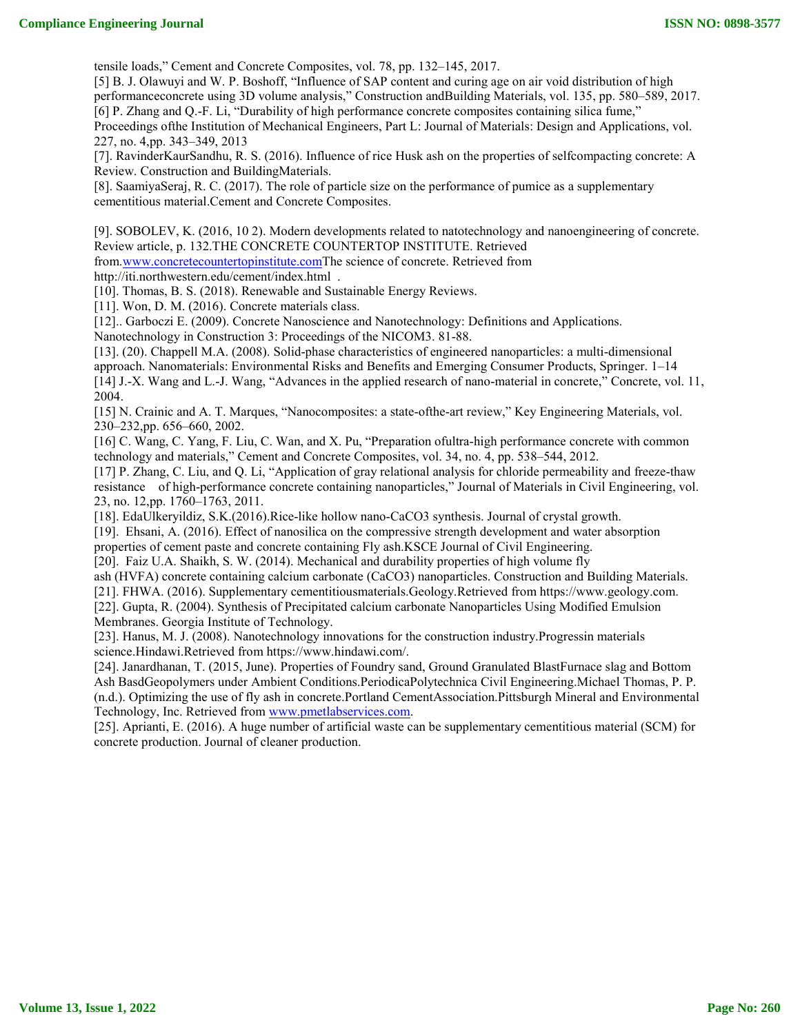tensile loads," Cement and Concrete Composites, vol. 78, pp. 132–145, 2017.

[5] B. J. Olawuyi and W. P. Boshoff, "Influence of SAP content and curing age on air void distribution of high performanceconcrete using 3D volume analysis," Construction andBuilding Materials, vol. 135, pp. 580–589, 2017.

[6] P. Zhang and Q.-F. Li, "Durability of high performance concrete composites containing silica fume," Proceedings ofthe Institution of Mechanical Engineers, Part L: Journal of Materials: Design and Applications, vol. 227, no. 4,pp. 343–349, 2013

[7]. RavinderKaurSandhu, R. S. (2016). Influence of rice Husk ash on the properties of selfcompacting concrete: A Review. Construction and BuildingMaterials.

[8]. SaamiyaSeraj, R. C. (2017). The role of particle size on the performance of pumice as a supplementary cementitious material.Cement and Concrete Composites.

[9]. SOBOLEV, K. (2016, 10 2). Modern developments related to natotechnology and nanoengineering of concrete. Review article, p. 132.THE CONCRETE COUNTERTOP INSTITUTE. Retrieved from.www.concretecountertopinstitute.comThe science of concrete. Retrieved from http://iti.northwestern.edu/cement/index.html .

[10]. Thomas, B. S. (2018). Renewable and Sustainable Energy Reviews.

[11]. Won, D. M. (2016). Concrete materials class.

[12].. Garboczi E. (2009). Concrete Nanoscience and Nanotechnology: Definitions and Applications. Nanotechnology in Construction 3: Proceedings of the NICOM3. 81-88.

[13]. (20). Chappell M.A. (2008). Solid-phase characteristics of engineered nanoparticles: a multi-dimensional approach. Nanomaterials: Environmental Risks and Benefits and Emerging Consumer Products, Springer. 1–14

[14] J.-X. Wang and L.-J. Wang, "Advances in the applied research of nano-material in concrete," Concrete, vol. 11, 2004.

[15] N. Crainic and A. T. Marques, "Nanocomposites: a state-ofthe-art review," Key Engineering Materials, vol. 230–232,pp. 656–660, 2002.

[16] C. Wang, C. Yang, F. Liu, C. Wan, and X. Pu, "Preparation ofultra-high performance concrete with common technology and materials," Cement and Concrete Composites, vol. 34, no. 4, pp. 538–544, 2012.

[17] P. Zhang, C. Liu, and Q. Li, "Application of gray relational analysis for chloride permeability and freeze-thaw resistance of high-performance concrete containing nanoparticles," Journal of Materials in Civil Engineering, vol. 23, no. 12,pp. 1760–1763, 2011.

[18]. EdaUlkeryildiz, S.K.(2016).Rice-like hollow nano-CaCO3 synthesis. Journal of crystal growth.

[19]. Ehsani, A. (2016). Effect of nanosilica on the compressive strength development and water absorption properties of cement paste and concrete containing Fly ash.KSCE Journal of Civil Engineering.

[20]. Faiz U.A. Shaikh, S. W. (2014). Mechanical and durability properties of high volume fly ash (HVFA) concrete containing calcium carbonate (CaCO3) nanoparticles. Construction and Building Materials.

[21]. FHWA. (2016). Supplementary cementitiousmaterials.Geology.Retrieved from https://www.geology.com.

[22]. Gupta, R. (2004). Synthesis of Precipitated calcium carbonate Nanoparticles Using Modified Emulsion Membranes. Georgia Institute of Technology.

[23]. Hanus, M. J. (2008). Nanotechnology innovations for the construction industry.Progressin materials science.Hindawi.Retrieved from https://www.hindawi.com/.

[24]. Janardhanan, T. (2015, June). Properties of Foundry sand, Ground Granulated BlastFurnace slag and Bottom Ash BasdGeopolymers under Ambient Conditions.PeriodicaPolytechnica Civil Engineering.Michael Thomas, P. P. (n.d.). Optimizing the use of fly ash in concrete.Portland CementAssociation.Pittsburgh Mineral and Environmental Technology, Inc. Retrieved from www.pmetlabservices.com.

[25]. Aprianti, E. (2016). A huge number of artificial waste can be supplementary cementitious material (SCM) for concrete production. Journal of cleaner production.